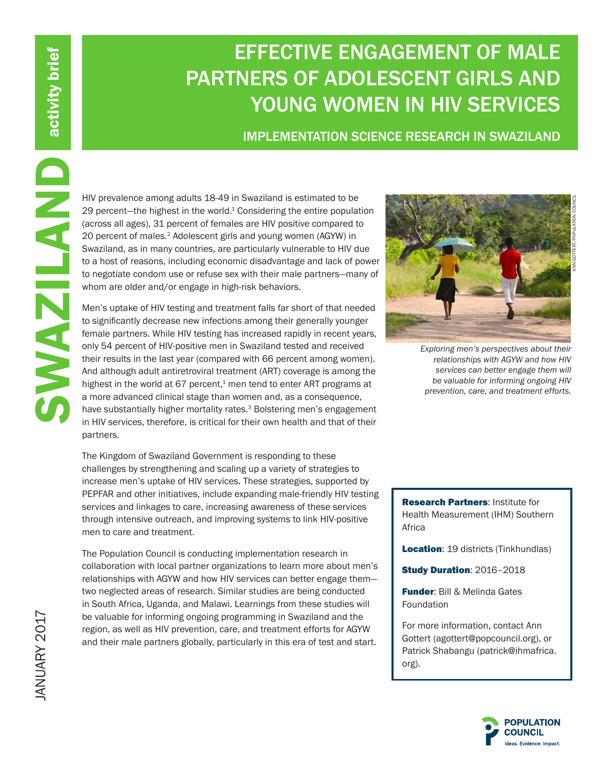activity brief

SWAZILAND

# EFFECTIVE ENGAGEMENT OF MALE PARTNERS OF ADOLESCENT GIRLS AND YOUNG WOMEN IN HIV SERVICES

## IMPLEMENTATION SCIENCE RESEARCH IN SWAZILAND

HIV prevalence among adults 18-49 in Swaziland is estimated to be 29 percent—the highest in the world.[1] Considering the entire population (across all ages), 31 percent of females are HIV positive compared to 20 percent of males.[2] Adolescent girls and young women (AGYW) in Swaziland, as in many countries, are particularly vulnerable to HIV due to a host of reasons, including economic disadvantage and lack of power to negotiate condom use or refuse sex with their male partners—many of whom are older and/or engage in high-risk behaviors.

Men's uptake of HIV testing and treatment falls far short of that needed to significantly decrease new infections among their generally younger female partners. While HIV testing has increased rapidly in recent years, only 54 percent of HIV-positive men in Swaziland tested and received their results in the last year (compared with 66 percent among women). And although adult antiretroviral treatment (ART) coverage is among the highest in the world at 67 percent,[1] men tend to enter ART programs at a more advanced clinical stage than women and, as a consequence, have substantially higher mortality rates.[3] Bolstering men's engagement in HIV services, therefore, is critical for their own health and that of their partners.

*Exploring men's perspectives about their relationships with AGYW and how HIV services can better engage them will be valuable for informing ongoing HIV prevention, care, and treatment efforts.*

ANN GOTTERT/POPULATION COUNCIL

The Kingdom of Swaziland Government is responding to these challenges by strengthening and scaling up a variety of strategies to increase men's uptake of HIV services. These strategies, supported by PEPFAR and other initiatives, include expanding male-friendly HIV testing services and linkages to care, increasing awareness of these services through intensive outreach, and improving systems to link HIV-positive men to care and treatment.

The Population Council is conducting implementation research in collaboration with local partner organizations to learn more about men's relationships with AGYW and how HIV services can better engage them—two neglected areas of research. Similar studies are being conducted in South Africa, Uganda, and Malawi. Learnings from these studies will be valuable for informing ongoing programming in Swaziland and the region, as well as HIV prevention, care, and treatment efforts for AGYW and their male partners globally, particularly in this era of test and start.

**Research Partners**: Institute for Health Measurement (IHM) Southern Africa

**Location**: 19 districts (Tinkhundlas)

**Study Duration**: 2016–2018

**Funder**: Bill & Melinda Gates Foundation

For more information, contact Ann Gottert (agottert@popcouncil.org), or Patrick Shabangu (patrick@ihmafrica.org).

JANUARY 2017

POPULATION COUNCIL
Ideas. Evidence. Impact.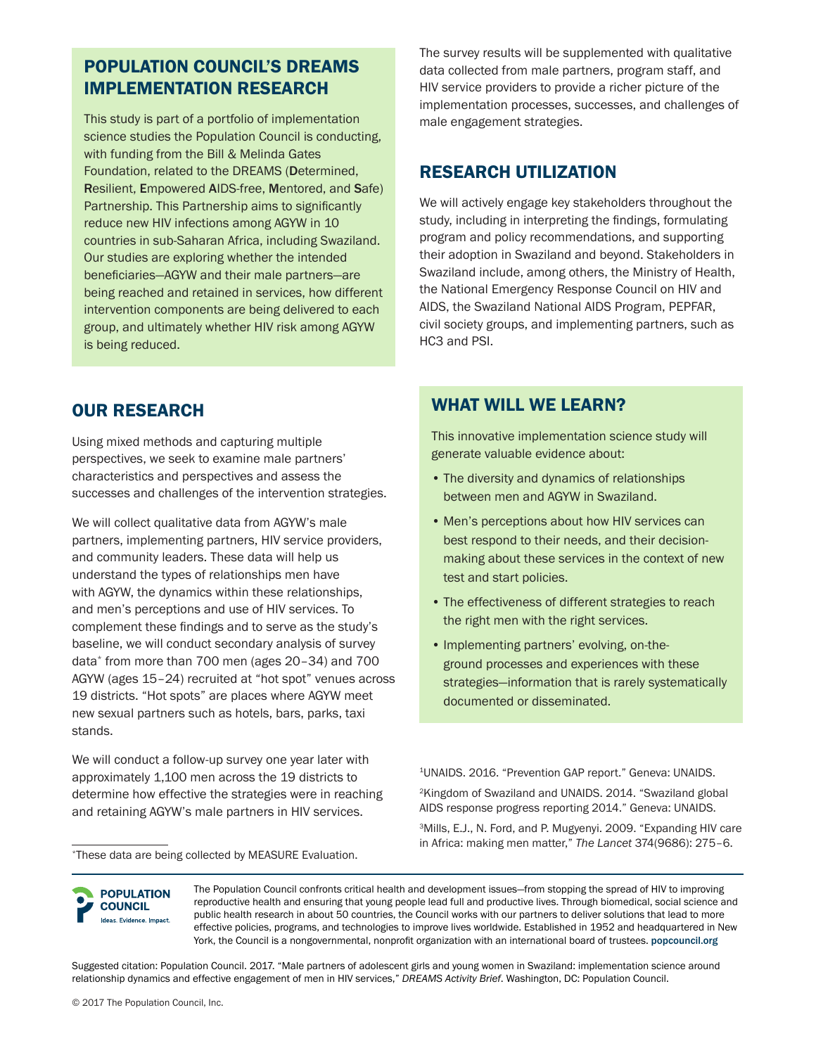## POPULATION COUNCIL'S DREAMS IMPLEMENTATION RESEARCH

This study is part of a portfolio of implementation science studies the Population Council is conducting, with funding from the Bill & Melinda Gates Foundation, related to the DREAMS (**D**etermined, **R**esilient, **E**mpowered **A**IDS-free, **M**entored, and **S**afe) Partnership. This Partnership aims to significantly reduce new HIV infections among AGYW in 10 countries in sub-Saharan Africa, including Swaziland. Our studies are exploring whether the intended beneficiaries—AGYW and their male partners—are being reached and retained in services, how different intervention components are being delivered to each group, and ultimately whether HIV risk among AGYW is being reduced.

## OUR RESEARCH

Using mixed methods and capturing multiple perspectives, we seek to examine male partners' characteristics and perspectives and assess the successes and challenges of the intervention strategies.

We will collect qualitative data from AGYW's male partners, implementing partners, HIV service providers, and community leaders. These data will help us understand the types of relationships men have with AGYW, the dynamics within these relationships, and men's perceptions and use of HIV services. To complement these findings and to serve as the study's baseline, we will conduct secondary analysis of survey data* from more than 700 men (ages 20–34) and 700 AGYW (ages 15–24) recruited at "hot spot" venues across 19 districts. "Hot spots" are places where AGYW meet new sexual partners such as hotels, bars, parks, taxi stands.

We will conduct a follow-up survey one year later with approximately 1,100 men across the 19 districts to determine how effective the strategies were in reaching and retaining AGYW's male partners in HIV services.

*These data are being collected by MEASURE Evaluation.

The survey results will be supplemented with qualitative data collected from male partners, program staff, and HIV service providers to provide a richer picture of the implementation processes, successes, and challenges of male engagement strategies.

## RESEARCH UTILIZATION

We will actively engage key stakeholders throughout the study, including in interpreting the findings, formulating program and policy recommendations, and supporting their adoption in Swaziland and beyond. Stakeholders in Swaziland include, among others, the Ministry of Health, the National Emergency Response Council on HIV and AIDS, the Swaziland National AIDS Program, PEPFAR, civil society groups, and implementing partners, such as HC3 and PSI.

## WHAT WILL WE LEARN?

This innovative implementation science study will generate valuable evidence about:

- The diversity and dynamics of relationships between men and AGYW in Swaziland.
- Men's perceptions about how HIV services can best respond to their needs, and their decision-making about these services in the context of new test and start policies.
- The effectiveness of different strategies to reach the right men with the right services.
- Implementing partners' evolving, on-the-ground processes and experiences with these strategies—information that is rarely systematically documented or disseminated.

[1]UNAIDS. 2016. "Prevention GAP report." Geneva: UNAIDS.

[2]Kingdom of Swaziland and UNAIDS. 2014. "Swaziland global AIDS response progress reporting 2014." Geneva: UNAIDS.

[3]Mills, E.J., N. Ford, and P. Mugyenyi. 2009. "Expanding HIV care in Africa: making men matter," *The Lancet* 374(9686): 275–6.

POPULATION COUNCIL
Ideas. Evidence. Impact.

The Population Council confronts critical health and development issues—from stopping the spread of HIV to improving reproductive health and ensuring that young people lead full and productive lives. Through biomedical, social science and public health research in about 50 countries, the Council works with our partners to deliver solutions that lead to more effective policies, programs, and technologies to improve lives worldwide. Established in 1952 and headquartered in New York, the Council is a nongovernmental, nonprofit organization with an international board of trustees. **popcouncil.org**

Suggested citation: Population Council. 2017. "Male partners of adolescent girls and young women in Swaziland: implementation science around relationship dynamics and effective engagement of men in HIV services," *DREAMS Activity Brief*. Washington, DC: Population Council.

© 2017 The Population Council, Inc.